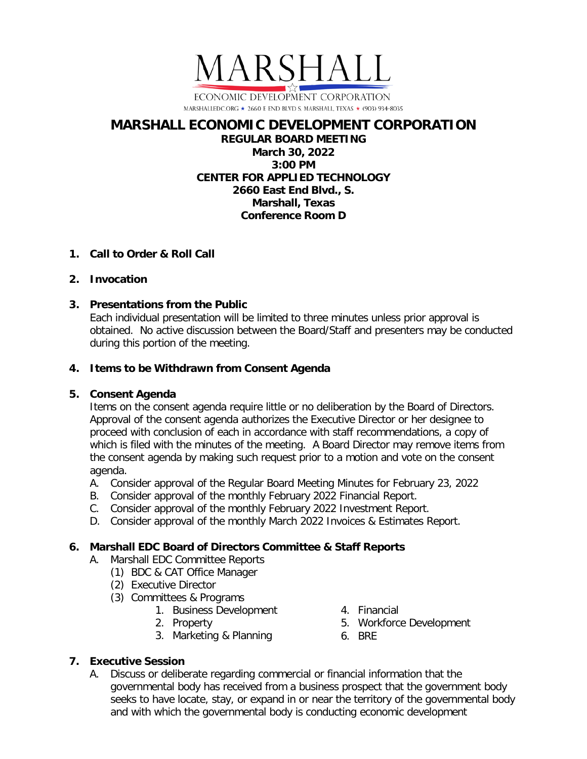MARSHALL

ECONOMIC DEVELOPMENT CORPORATION

MARSHALLEDC.ORG ★ 2660 E END BLVD S. MARSHALL, TEXAS ★ (903) 934-8035

# MARSHALL ECONOMIC DEVELOPMENT CORPORATION

**REGULAR BOARD MEETING**
**March 30, 2022**
**3:00 PM**
**CENTER FOR APPLIED TECHNOLOGY**
**2660 East End Blvd., S.**
**Marshall, Texas**
**Conference Room D**

1. **Call to Order & Roll Call**

2. **Invocation**

3. **Presentations from the Public**
   Each individual presentation will be limited to three minutes unless prior approval is obtained. No active discussion between the Board/Staff and presenters may be conducted during this portion of the meeting.

4. **Items to be Withdrawn from Consent Agenda**

5. **Consent Agenda**
   Items on the consent agenda require little or no deliberation by the Board of Directors. Approval of the consent agenda authorizes the Executive Director or her designee to proceed with conclusion of each in accordance with staff recommendations, a copy of which is filed with the minutes of the meeting. A Board Director may remove items from the consent agenda by making such request prior to a motion and vote on the consent agenda.
   A. Consider approval of the Regular Board Meeting Minutes for February 23, 2022
   B. Consider approval of the monthly February 2022 Financial Report.
   C. Consider approval of the monthly February 2022 Investment Report.
   D. Consider approval of the monthly March 2022 Invoices & Estimates Report.

6. **Marshall EDC Board of Directors Committee & Staff Reports**
   A. Marshall EDC Committee Reports
      (1) BDC & CAT Office Manager
      (2) Executive Director
      (3) Committees & Programs
         1. Business Development
         2. Property
         3. Marketing & Planning
         4. Financial
         5. Workforce Development
         6. BRE

7. **Executive Session**
   A. Discuss or deliberate regarding commercial or financial information that the governmental body has received from a business prospect that the government body seeks to have locate, stay, or expand in or near the territory of the governmental body and with which the governmental body is conducting economic development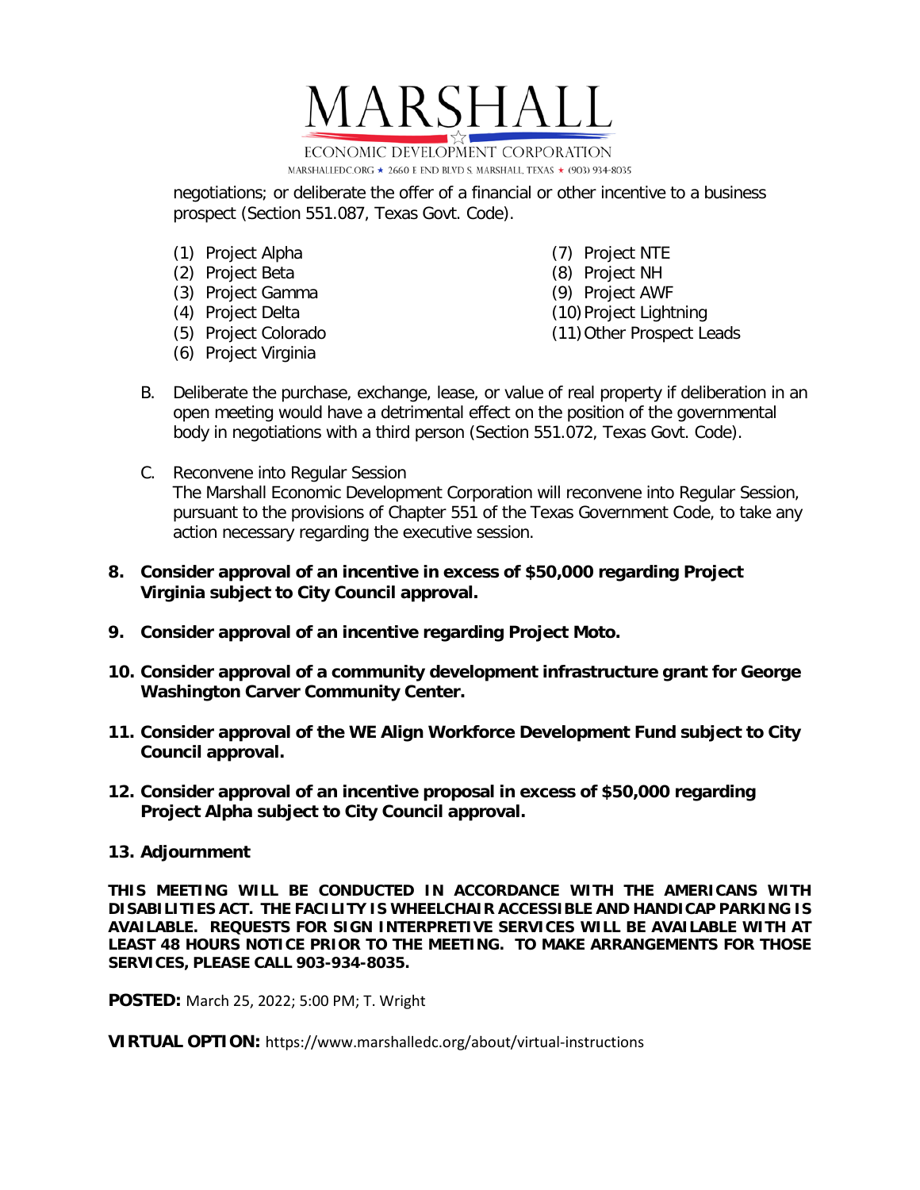negotiations; or deliberate the offer of a financial or other incentive to a business prospect (Section 551.087, Texas Govt. Code).

(1) Project Alpha
(2) Project Beta
(3) Project Gamma
(4) Project Delta
(5) Project Colorado
(6) Project Virginia
(7) Project NTE
(8) Project NH
(9) Project AWF
(10) Project Lightning
(11) Other Prospect Leads

B. Deliberate the purchase, exchange, lease, or value of real property if deliberation in an open meeting would have a detrimental effect on the position of the governmental body in negotiations with a third person (Section 551.072, Texas Govt. Code).

C. Reconvene into Regular Session
The Marshall Economic Development Corporation will reconvene into Regular Session, pursuant to the provisions of Chapter 551 of the Texas Government Code, to take any action necessary regarding the executive session.

**8. Consider approval of an incentive in excess of $50,000 regarding Project Virginia subject to City Council approval.**

**9. Consider approval of an incentive regarding Project Moto.**

**10. Consider approval of a community development infrastructure grant for George Washington Carver Community Center.**

**11. Consider approval of the WE Align Workforce Development Fund subject to City Council approval.**

**12. Consider approval of an incentive proposal in excess of $50,000 regarding Project Alpha subject to City Council approval.**

**13. Adjournment**

**THIS MEETING WILL BE CONDUCTED IN ACCORDANCE WITH THE AMERICANS WITH DISABILITIES ACT. THE FACILITY IS WHEELCHAIR ACCESSIBLE AND HANDICAP PARKING IS AVAILABLE. REQUESTS FOR SIGN INTERPRETIVE SERVICES WILL BE AVAILABLE WITH AT LEAST 48 HOURS NOTICE PRIOR TO THE MEETING. TO MAKE ARRANGEMENTS FOR THOSE SERVICES, PLEASE CALL 903-934-8035.**

**POSTED:** March 25, 2022; 5:00 PM; T. Wright

**VIRTUAL OPTION:** https://www.marshalledc.org/about/virtual-instructions